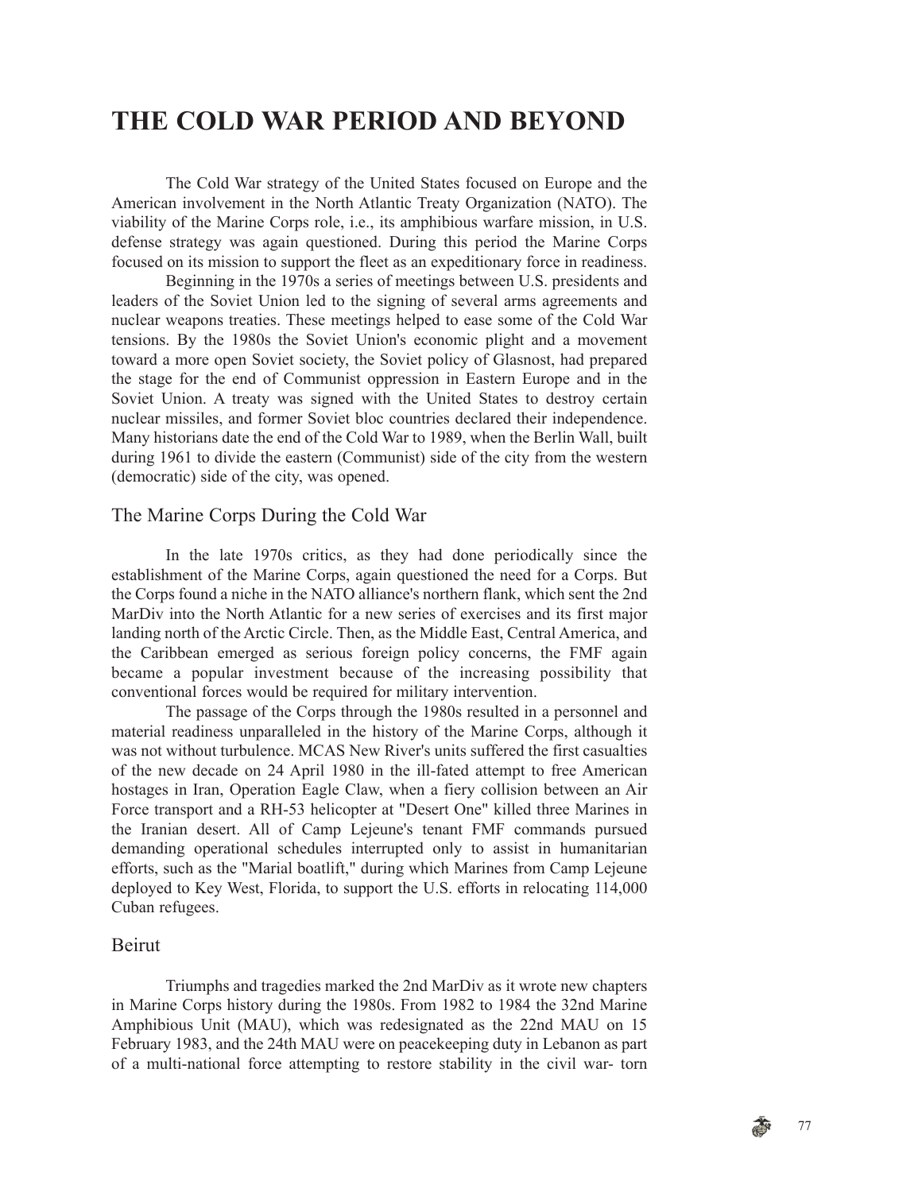# THE COLD WAR PERIOD AND BEYOND

The Cold War strategy of the United States focused on Europe and the American involvement in the North Atlantic Treaty Organization (NATO). The viability of the Marine Corps role, i.e., its amphibious warfare mission, in U.S. defense strategy was again questioned. During this period the Marine Corps focused on its mission to support the fleet as an expeditionary force in readiness.

Beginning in the 1970s a series of meetings between U.S. presidents and leaders of the Soviet Union led to the signing of several arms agreements and nuclear weapons treaties. These meetings helped to ease some of the Cold War tensions. By the 1980s the Soviet Union's economic plight and a movement toward a more open Soviet society, the Soviet policy of Glasnost, had prepared the stage for the end of Communist oppression in Eastern Europe and in the Soviet Union. A treaty was signed with the United States to destroy certain nuclear missiles, and former Soviet bloc countries declared their independence. Many historians date the end of the Cold War to 1989, when the Berlin Wall, built during 1961 to divide the eastern (Communist) side of the city from the western (democratic) side of the city, was opened.

## The Marine Corps During the Cold War

In the late 1970s critics, as they had done periodically since the establishment of the Marine Corps, again questioned the need for a Corps. But the Corps found a niche in the NATO alliance's northern flank, which sent the 2nd MarDiv into the North Atlantic for a new series of exercises and its first major landing north of the Arctic Circle. Then, as the Middle East, Central America, and the Caribbean emerged as serious foreign policy concerns, the FMF again became a popular investment because of the increasing possibility that conventional forces would be required for military intervention.

The passage of the Corps through the 1980s resulted in a personnel and material readiness unparalleled in the history of the Marine Corps, although it was not without turbulence. MCAS New River's units suffered the first casualties of the new decade on 24 April 1980 in the ill-fated attempt to free American hostages in Iran, Operation Eagle Claw, when a fiery collision between an Air Force transport and a RH-53 helicopter at "Desert One" killed three Marines in the Iranian desert. All of Camp Lejeune's tenant FMF commands pursued demanding operational schedules interrupted only to assist in humanitarian efforts, such as the "Marial boatlift," during which Marines from Camp Lejeune deployed to Key West, Florida, to support the U.S. efforts in relocating 114,000 Cuban refugees.

## Beirut

Triumphs and tragedies marked the 2nd MarDiv as it wrote new chapters in Marine Corps history during the 1980s. From 1982 to 1984 the 32nd Marine Amphibious Unit (MAU), which was redesignated as the 22nd MAU on 15 February 1983, and the 24th MAU were on peacekeeping duty in Lebanon as part of a multi-national force attempting to restore stability in the civil war- torn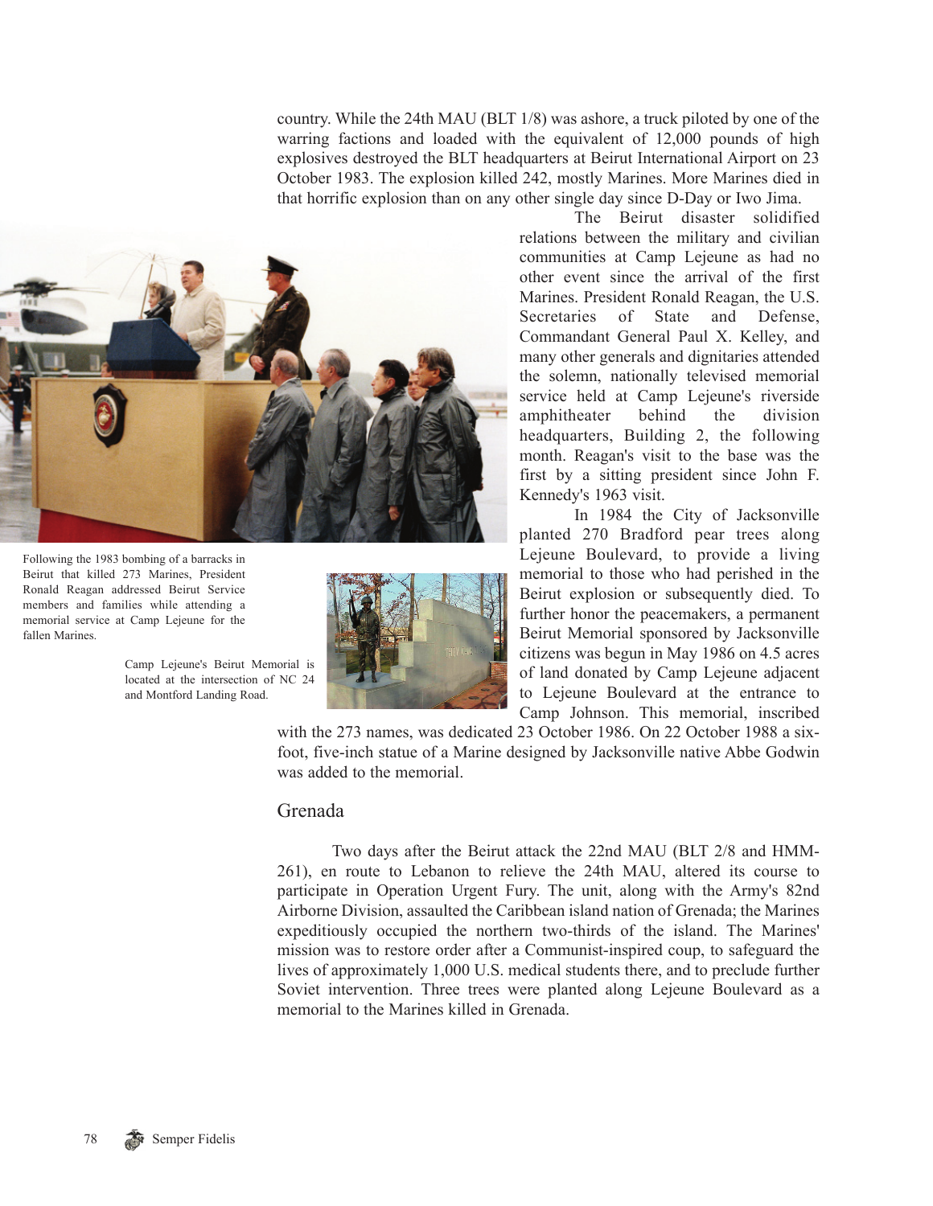country. While the 24th MAU (BLT 1/8) was ashore, a truck piloted by one of the warring factions and loaded with the equivalent of 12,000 pounds of high explosives destroyed the BLT headquarters at Beirut International Airport on 23 October 1983. The explosion killed 242, mostly Marines. More Marines died in that horrific explosion than on any other single day since D-Day or Iwo Jima.

The Beirut disaster solidified relations between the military and civilian communities at Camp Lejeune as had no other event since the arrival of the first Marines. President Ronald Reagan, the U.S. Secretaries of State and Defense, Commandant General Paul X. Kelley, and many other generals and dignitaries attended the solemn, nationally televised memorial service held at Camp Lejeune's riverside amphitheater behind the division headquarters, Building 2, the following month. Reagan's visit to the base was the first by a sitting president since John F. Kennedy's 1963 visit.

Following the 1983 bombing of a barracks in Beirut that killed 273 Marines, President Ronald Reagan addressed Beirut Service members and families while attending a memorial service at Camp Lejeune for the fallen Marines.

Camp Lejeune's Beirut Memorial is located at the intersection of NC 24 and Montford Landing Road.

In 1984 the City of Jacksonville planted 270 Bradford pear trees along Lejeune Boulevard, to provide a living memorial to those who had perished in the Beirut explosion or subsequently died. To further honor the peacemakers, a permanent Beirut Memorial sponsored by Jacksonville citizens was begun in May 1986 on 4.5 acres of land donated by Camp Lejeune adjacent to Lejeune Boulevard at the entrance to Camp Johnson. This memorial, inscribed with the 273 names, was dedicated 23 October 1986. On 22 October 1988 a six-foot, five-inch statue of a Marine designed by Jacksonville native Abbe Godwin was added to the memorial.

## Grenada

Two days after the Beirut attack the 22nd MAU (BLT 2/8 and HMM-261), en route to Lebanon to relieve the 24th MAU, altered its course to participate in Operation Urgent Fury. The unit, along with the Army's 82nd Airborne Division, assaulted the Caribbean island nation of Grenada; the Marines expeditiously occupied the northern two-thirds of the island. The Marines' mission was to restore order after a Communist-inspired coup, to safeguard the lives of approximately 1,000 U.S. medical students there, and to preclude further Soviet intervention. Three trees were planted along Lejeune Boulevard as a memorial to the Marines killed in Grenada.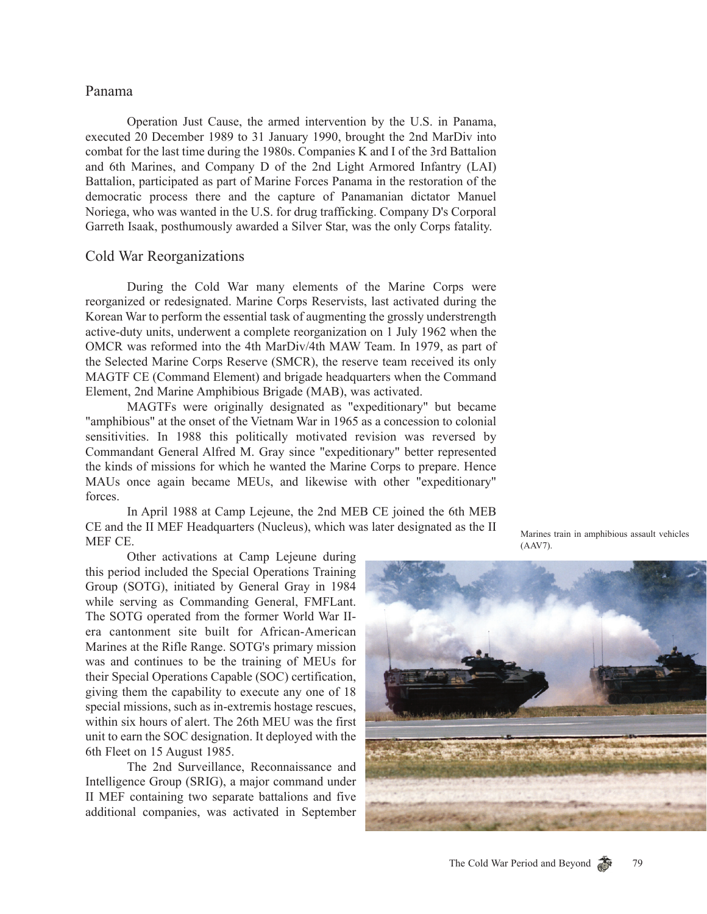## Panama

Operation Just Cause, the armed intervention by the U.S. in Panama, executed 20 December 1989 to 31 January 1990, brought the 2nd MarDiv into combat for the last time during the 1980s. Companies K and I of the 3rd Battalion and 6th Marines, and Company D of the 2nd Light Armored Infantry (LAI) Battalion, participated as part of Marine Forces Panama in the restoration of the democratic process there and the capture of Panamanian dictator Manuel Noriega, who was wanted in the U.S. for drug trafficking. Company D's Corporal Garreth Isaak, posthumously awarded a Silver Star, was the only Corps fatality.

## Cold War Reorganizations

During the Cold War many elements of the Marine Corps were reorganized or redesignated. Marine Corps Reservists, last activated during the Korean War to perform the essential task of augmenting the grossly understrength active-duty units, underwent a complete reorganization on 1 July 1962 when the OMCR was reformed into the 4th MarDiv/4th MAW Team. In 1979, as part of the Selected Marine Corps Reserve (SMCR), the reserve team received its only MAGTF CE (Command Element) and brigade headquarters when the Command Element, 2nd Marine Amphibious Brigade (MAB), was activated.

MAGTFs were originally designated as "expeditionary" but became "amphibious" at the onset of the Vietnam War in 1965 as a concession to colonial sensitivities. In 1988 this politically motivated revision was reversed by Commandant General Alfred M. Gray since "expeditionary" better represented the kinds of missions for which he wanted the Marine Corps to prepare. Hence MAUs once again became MEUs, and likewise with other "expeditionary" forces.

In April 1988 at Camp Lejeune, the 2nd MEB CE joined the 6th MEB CE and the II MEF Headquarters (Nucleus), which was later designated as the II MEF CE.

Other activations at Camp Lejeune during this period included the Special Operations Training Group (SOTG), initiated by General Gray in 1984 while serving as Commanding General, FMFLant. The SOTG operated from the former World War II-era cantonment site built for African-American Marines at the Rifle Range. SOTG's primary mission was and continues to be the training of MEUs for their Special Operations Capable (SOC) certification, giving them the capability to execute any one of 18 special missions, such as in-extremis hostage rescues, within six hours of alert. The 26th MEU was the first unit to earn the SOC designation. It deployed with the 6th Fleet on 15 August 1985.

The 2nd Surveillance, Reconnaissance and Intelligence Group (SRIG), a major command under II MEF containing two separate battalions and five additional companies, was activated in September

Marines train in amphibious assault vehicles (AAV7).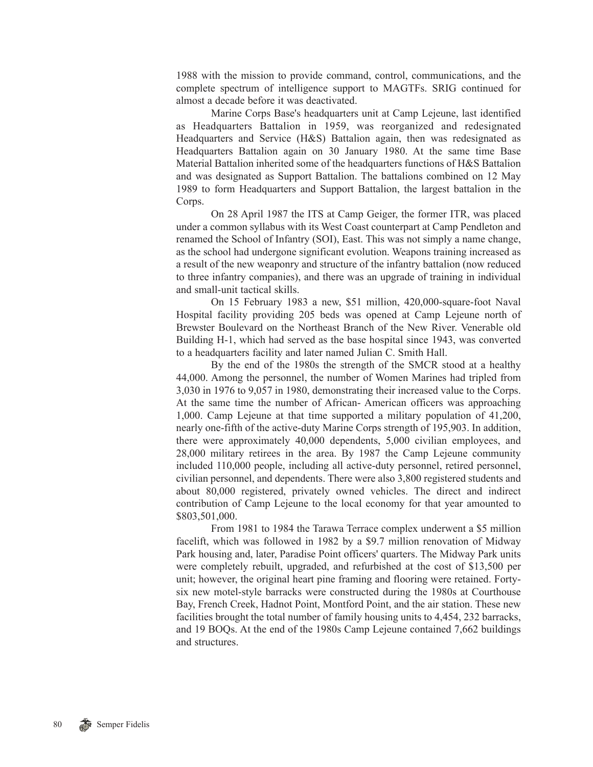1988 with the mission to provide command, control, communications, and the complete spectrum of intelligence support to MAGTFs. SRIG continued for almost a decade before it was deactivated.

Marine Corps Base's headquarters unit at Camp Lejeune, last identified as Headquarters Battalion in 1959, was reorganized and redesignated Headquarters and Service (H&S) Battalion again, then was redesignated as Headquarters Battalion again on 30 January 1980. At the same time Base Material Battalion inherited some of the headquarters functions of H&S Battalion and was designated as Support Battalion. The battalions combined on 12 May 1989 to form Headquarters and Support Battalion, the largest battalion in the Corps.

On 28 April 1987 the ITS at Camp Geiger, the former ITR, was placed under a common syllabus with its West Coast counterpart at Camp Pendleton and renamed the School of Infantry (SOI), East. This was not simply a name change, as the school had undergone significant evolution. Weapons training increased as a result of the new weaponry and structure of the infantry battalion (now reduced to three infantry companies), and there was an upgrade of training in individual and small-unit tactical skills.

On 15 February 1983 a new, $51 million, 420,000-square-foot Naval Hospital facility providing 205 beds was opened at Camp Lejeune north of Brewster Boulevard on the Northeast Branch of the New River. Venerable old Building H-1, which had served as the base hospital since 1943, was converted to a headquarters facility and later named Julian C. Smith Hall.

By the end of the 1980s the strength of the SMCR stood at a healthy 44,000. Among the personnel, the number of Women Marines had tripled from 3,030 in 1976 to 9,057 in 1980, demonstrating their increased value to the Corps. At the same time the number of African- American officers was approaching 1,000. Camp Lejeune at that time supported a military population of 41,200, nearly one-fifth of the active-duty Marine Corps strength of 195,903. In addition, there were approximately 40,000 dependents, 5,000 civilian employees, and 28,000 military retirees in the area. By 1987 the Camp Lejeune community included 110,000 people, including all active-duty personnel, retired personnel, civilian personnel, and dependents. There were also 3,800 registered students and about 80,000 registered, privately owned vehicles. The direct and indirect contribution of Camp Lejeune to the local economy for that year amounted to $803,501,000.

From 1981 to 1984 the Tarawa Terrace complex underwent a $5 million facelift, which was followed in 1982 by a $9.7 million renovation of Midway Park housing and, later, Paradise Point officers' quarters. The Midway Park units were completely rebuilt, upgraded, and refurbished at the cost of $13,500 per unit; however, the original heart pine framing and flooring were retained. Forty-six new motel-style barracks were constructed during the 1980s at Courthouse Bay, French Creek, Hadnot Point, Montford Point, and the air station. These new facilities brought the total number of family housing units to 4,454, 232 barracks, and 19 BOQs. At the end of the 1980s Camp Lejeune contained 7,662 buildings and structures.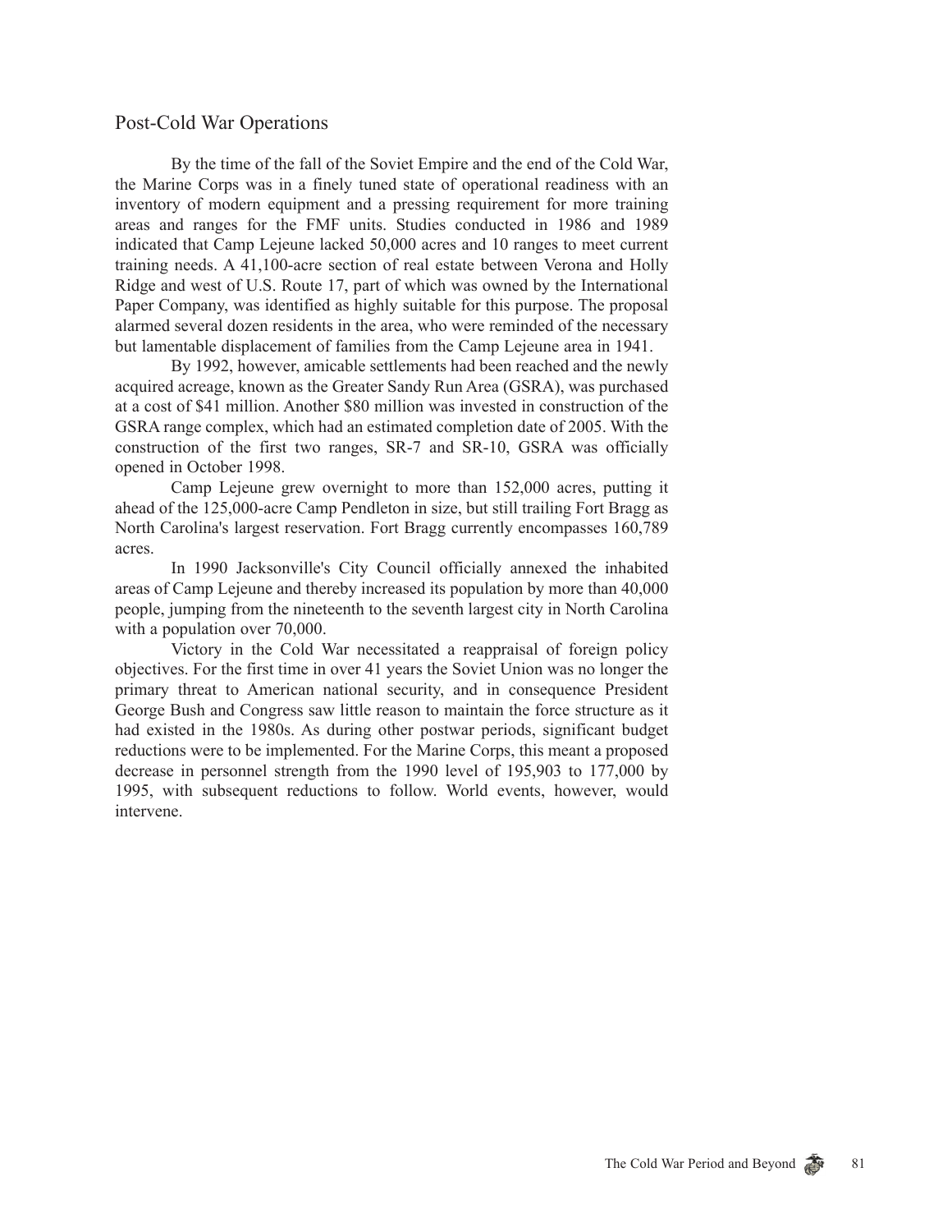## Post-Cold War Operations

By the time of the fall of the Soviet Empire and the end of the Cold War, the Marine Corps was in a finely tuned state of operational readiness with an inventory of modern equipment and a pressing requirement for more training areas and ranges for the FMF units. Studies conducted in 1986 and 1989 indicated that Camp Lejeune lacked 50,000 acres and 10 ranges to meet current training needs. A 41,100-acre section of real estate between Verona and Holly Ridge and west of U.S. Route 17, part of which was owned by the International Paper Company, was identified as highly suitable for this purpose. The proposal alarmed several dozen residents in the area, who were reminded of the necessary but lamentable displacement of families from the Camp Lejeune area in 1941.

By 1992, however, amicable settlements had been reached and the newly acquired acreage, known as the Greater Sandy Run Area (GSRA), was purchased at a cost of $41 million. Another $80 million was invested in construction of the GSRA range complex, which had an estimated completion date of 2005. With the construction of the first two ranges, SR-7 and SR-10, GSRA was officially opened in October 1998.

Camp Lejeune grew overnight to more than 152,000 acres, putting it ahead of the 125,000-acre Camp Pendleton in size, but still trailing Fort Bragg as North Carolina's largest reservation. Fort Bragg currently encompasses 160,789 acres.

In 1990 Jacksonville's City Council officially annexed the inhabited areas of Camp Lejeune and thereby increased its population by more than 40,000 people, jumping from the nineteenth to the seventh largest city in North Carolina with a population over 70,000.

Victory in the Cold War necessitated a reappraisal of foreign policy objectives. For the first time in over 41 years the Soviet Union was no longer the primary threat to American national security, and in consequence President George Bush and Congress saw little reason to maintain the force structure as it had existed in the 1980s. As during other postwar periods, significant budget reductions were to be implemented. For the Marine Corps, this meant a proposed decrease in personnel strength from the 1990 level of 195,903 to 177,000 by 1995, with subsequent reductions to follow. World events, however, would intervene.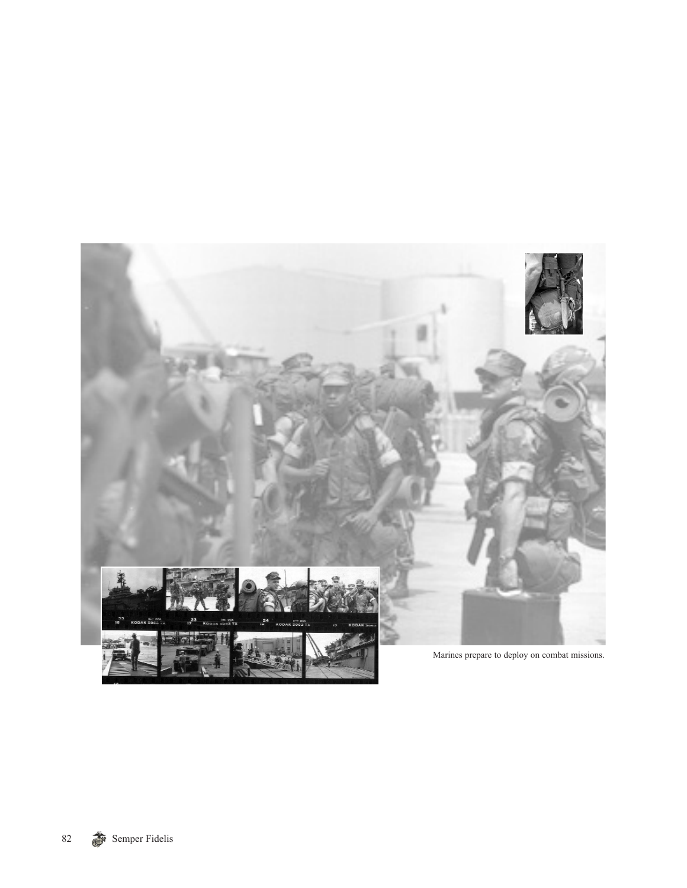Marines prepare to deploy on combat missions.